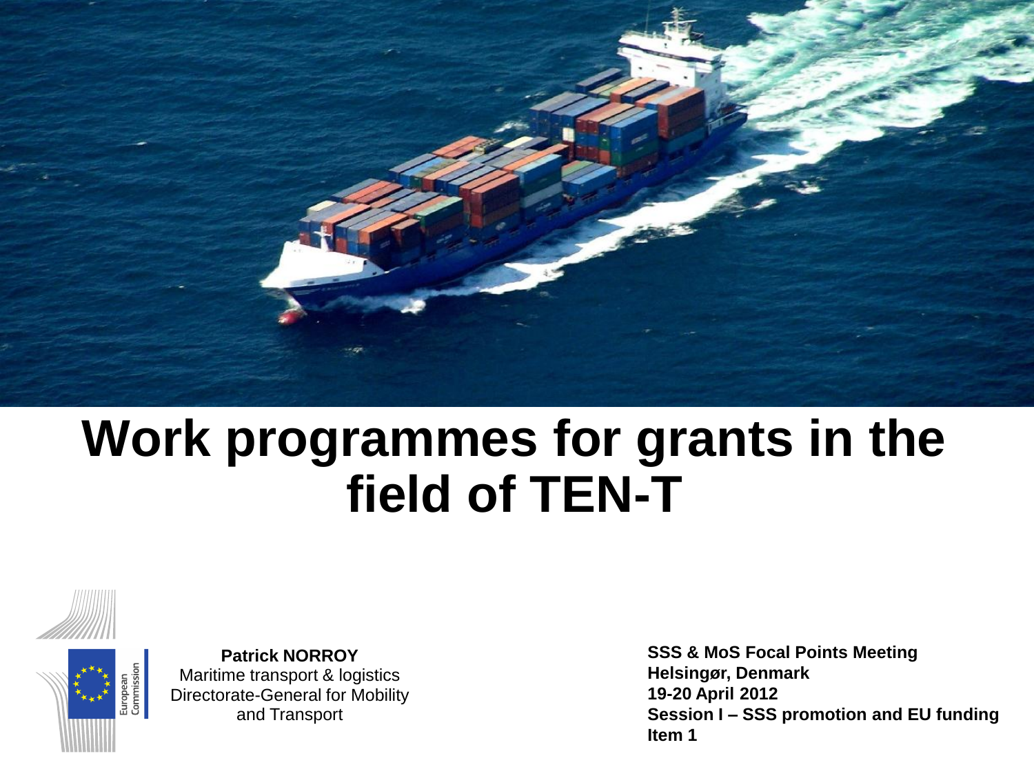# Work programmes for grants in the field of TEN-T

**Patrick NORROY**
Maritime transport & logistics
Directorate-General for Mobility and Transport

**SSS & MoS Focal Points Meeting**
**Helsingør, Denmark**
**19-20 April 2012**
**Session I – SSS promotion and EU funding**
**Item 1**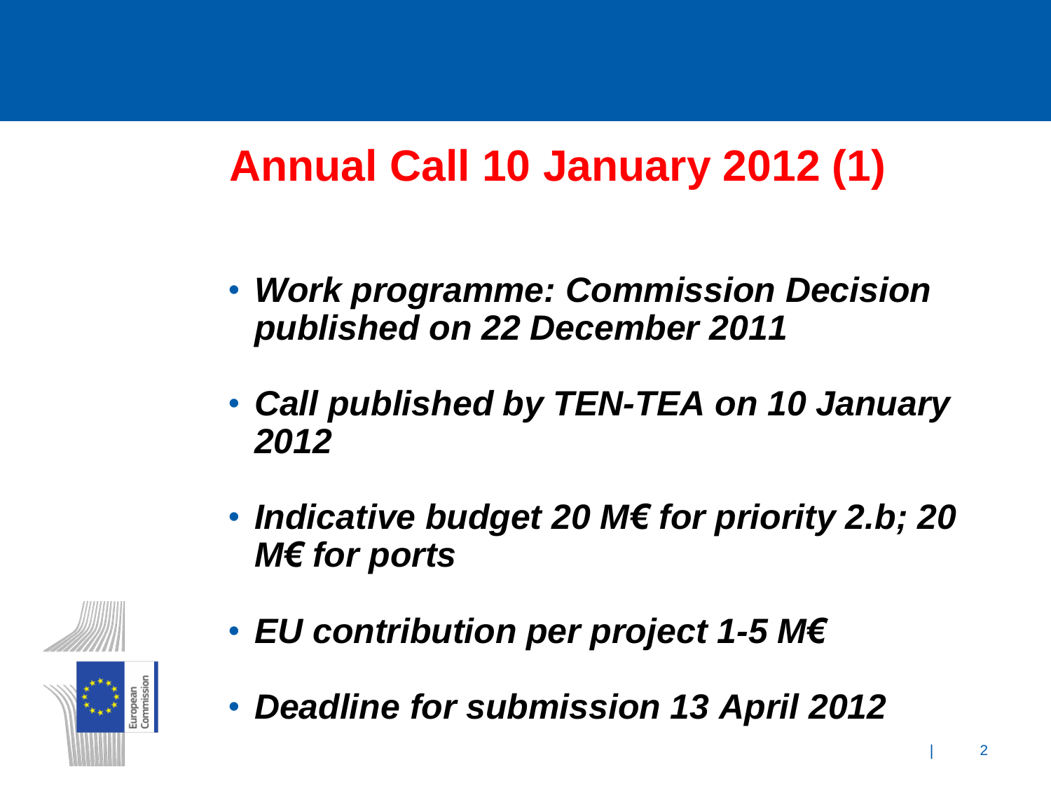# Annual Call 10 January 2012 (1)

- ***Work programme: Commission Decision published on 22 December 2011***
- ***Call published by TEN-TEA on 10 January 2012***
- ***Indicative budget 20 M€ for priority 2.b; 20 M€ for ports***
- ***EU contribution per project 1-5 M€***
- ***Deadline for submission 13 April 2012***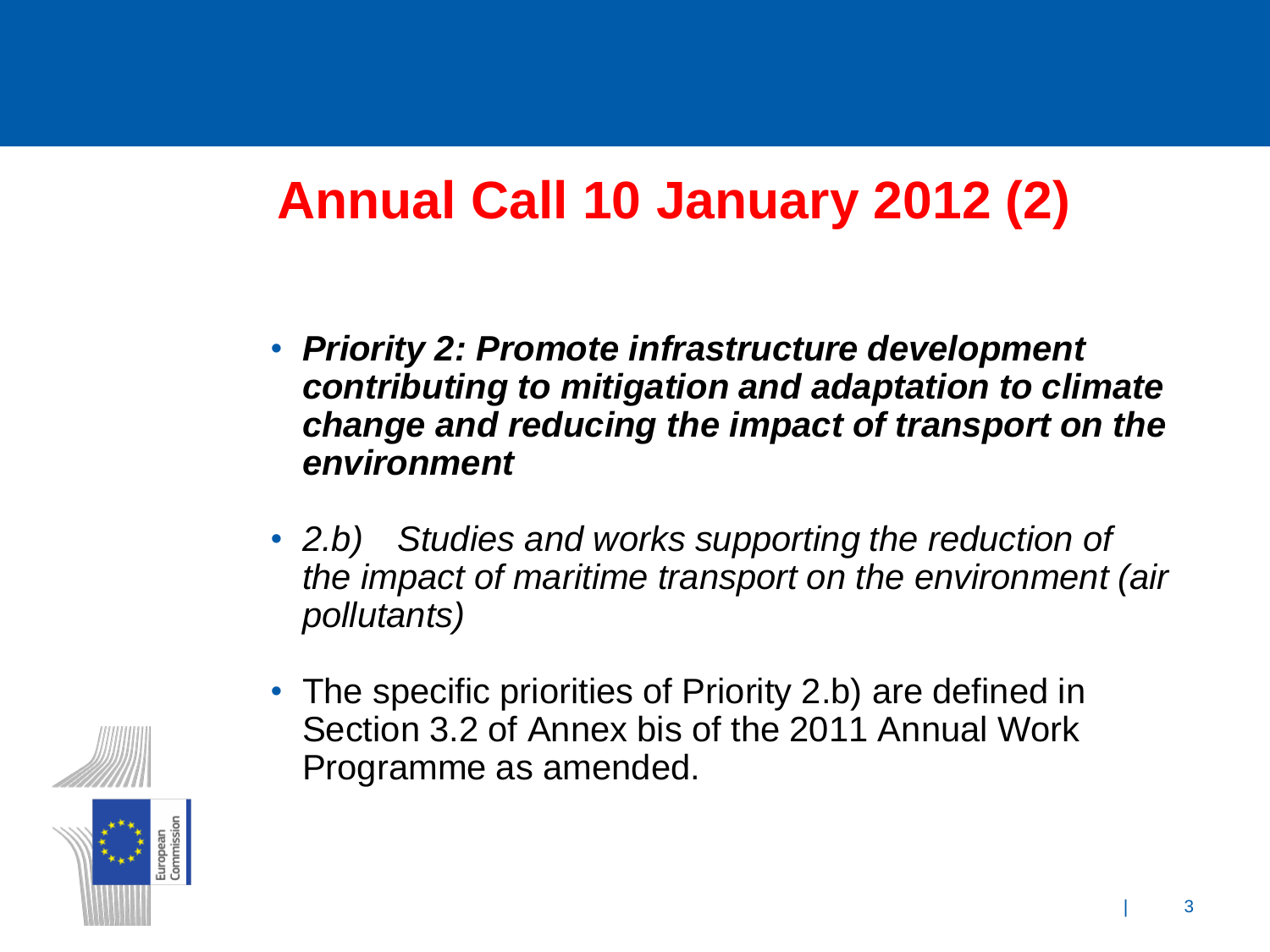# Annual Call 10 January 2012 (2)

- ***Priority 2: Promote infrastructure development contributing to mitigation and adaptation to climate change and reducing the impact of transport on the environment***
- *2.b) Studies and works supporting the reduction of the impact of maritime transport on the environment (air pollutants)*
- The specific priorities of Priority 2.b) are defined in Section 3.2 of Annex bis of the 2011 Annual Work Programme as amended.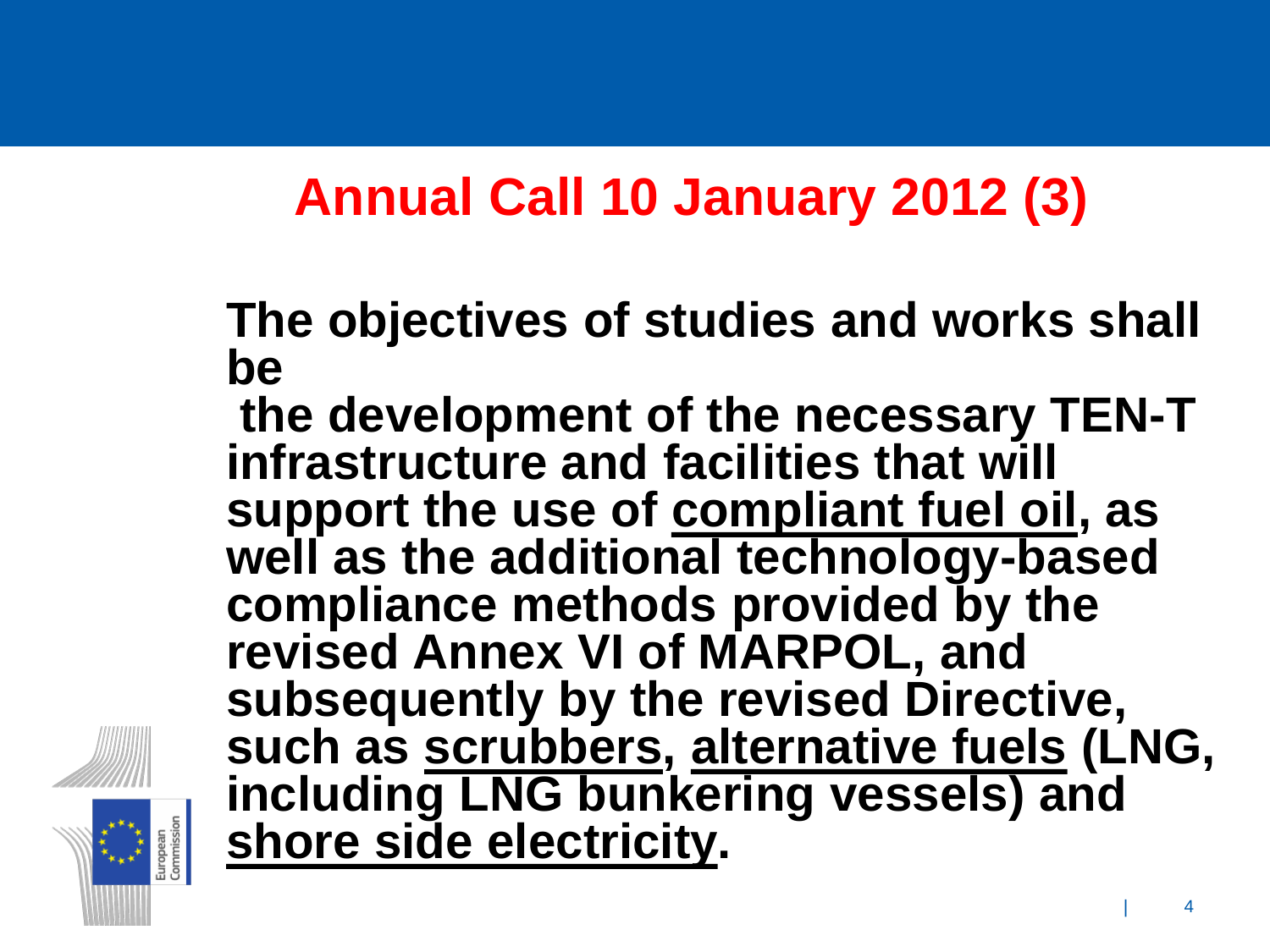# Annual Call 10 January 2012 (3)

**The objectives of studies and works shall be the development of the necessary TEN-T infrastructure and facilities that will support the use of <u>compliant fuel oil</u>, as well as the additional technology-based compliance methods provided by the revised Annex VI of MARPOL, and subsequently by the revised Directive, such as <u>scrubbers</u>, <u>alternative fuels</u> (LNG, including LNG bunkering vessels) and <u>shore side electricity</u>.**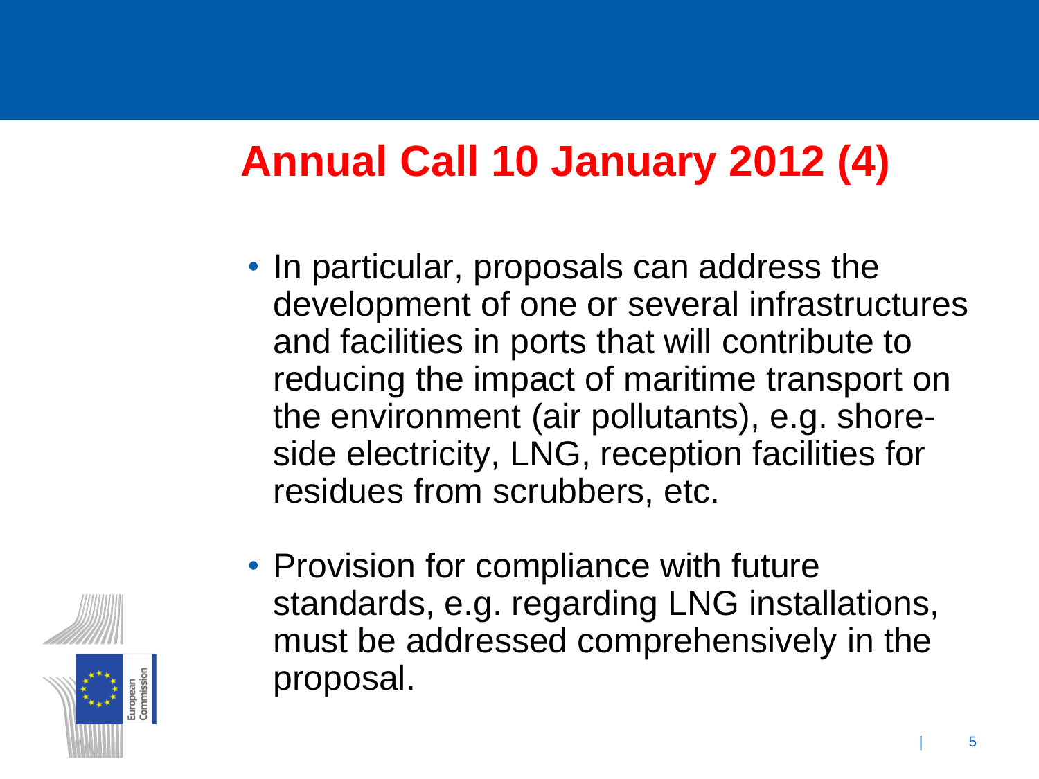# Annual Call 10 January 2012 (4)

- In particular, proposals can address the development of one or several infrastructures and facilities in ports that will contribute to reducing the impact of maritime transport on the environment (air pollutants), e.g. shore-side electricity, LNG, reception facilities for residues from scrubbers, etc.

- Provision for compliance with future standards, e.g. regarding LNG installations, must be addressed comprehensively in the proposal.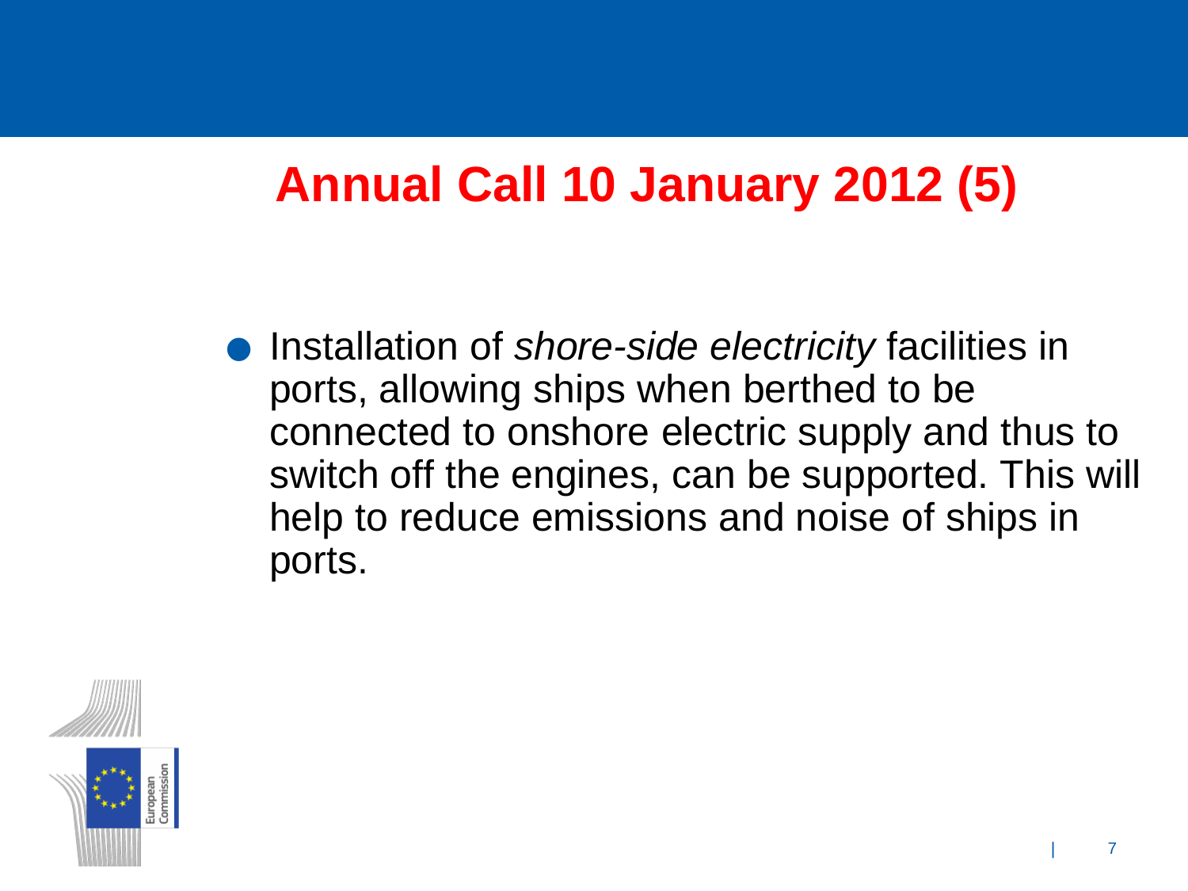# Annual Call 10 January 2012 (5)

- Installation of *shore-side electricity* facilities in ports, allowing ships when berthed to be connected to onshore electric supply and thus to switch off the engines, can be supported. This will help to reduce emissions and noise of ships in ports.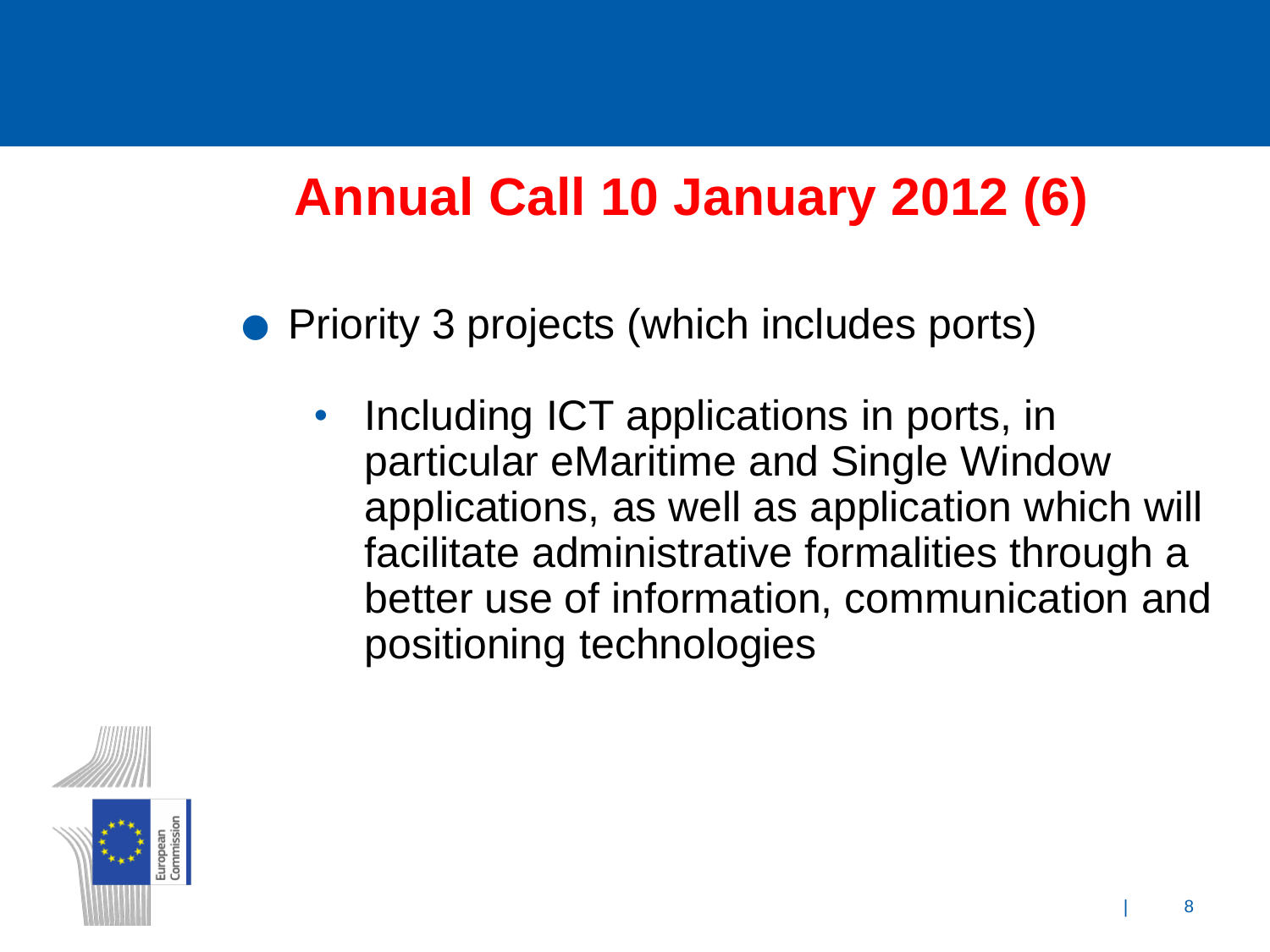# Annual Call 10 January 2012 (6)

- Priority 3 projects (which includes ports)
  - Including ICT applications in ports, in particular eMaritime and Single Window applications, as well as application which will facilitate administrative formalities through a better use of information, communication and positioning technologies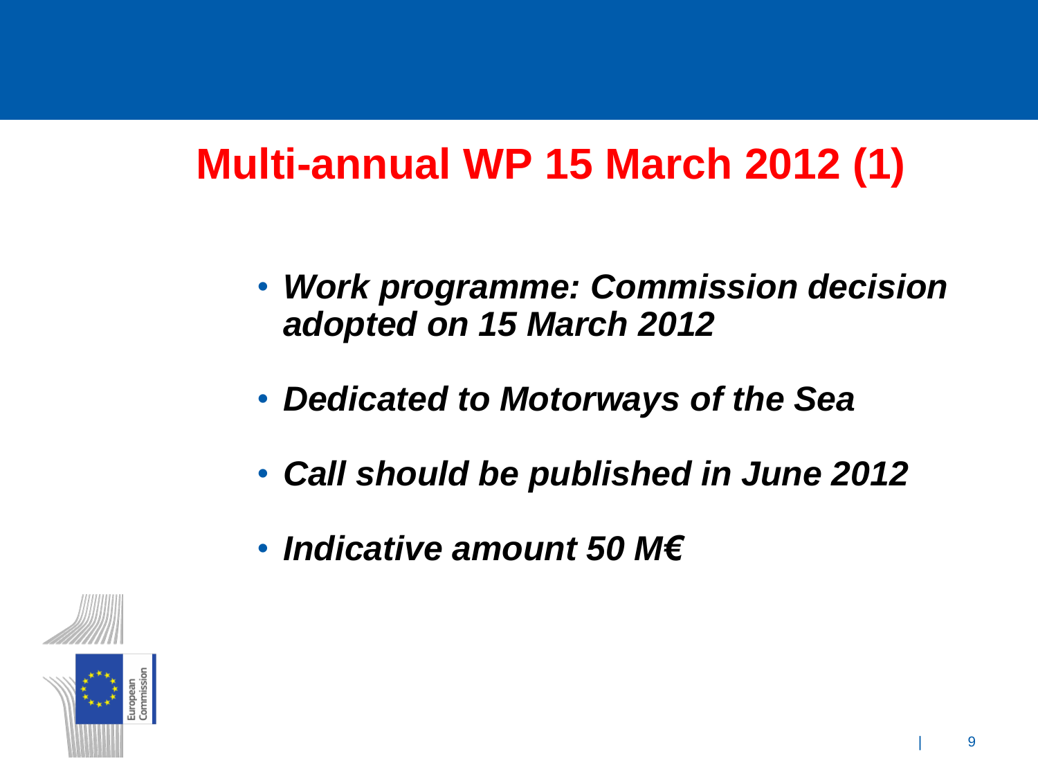# Multi-annual WP 15 March 2012 (1)

- ***Work programme: Commission decision adopted on 15 March 2012***
- ***Dedicated to Motorways of the Sea***
- ***Call should be published in June 2012***
- ***Indicative amount 50 M€***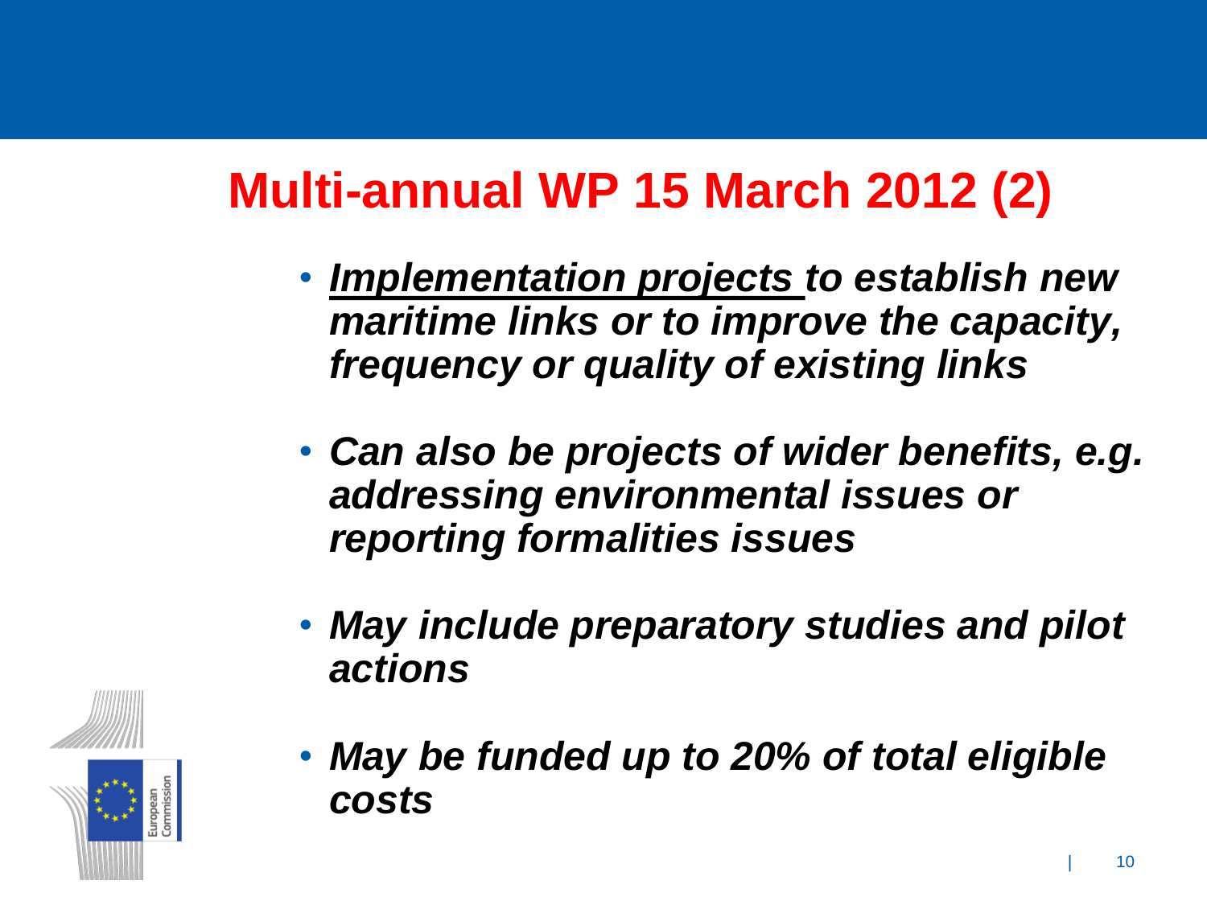# Multi-annual WP 15 March 2012 (2)

- ***Implementation projects*** ***to establish new maritime links or to improve the capacity, frequency or quality of existing links***
- ***Can also be projects of wider benefits, e.g. addressing environmental issues or reporting formalities issues***
- ***May include preparatory studies and pilot actions***
- ***May be funded up to 20% of total eligible costs***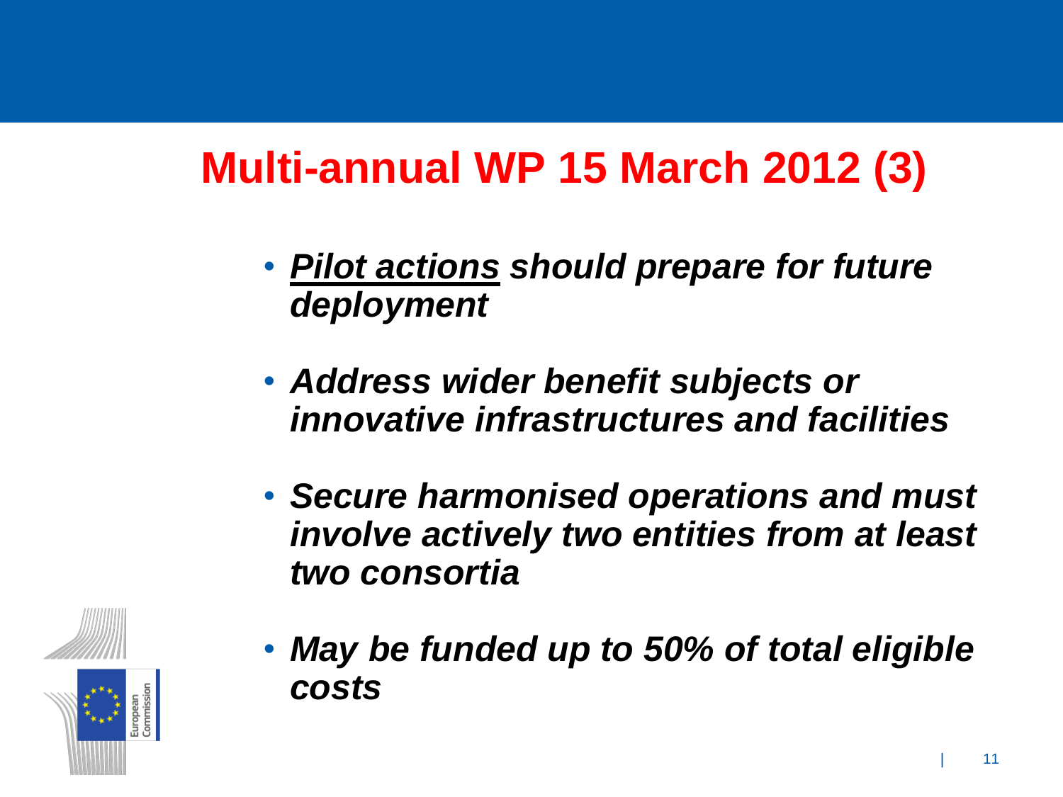# Multi-annual WP 15 March 2012 (3)

- ***<u>Pilot actions</u> should prepare for future deployment***
- ***Address wider benefit subjects or innovative infrastructures and facilities***
- ***Secure harmonised operations and must involve actively two entities from at least two consortia***
- ***May be funded up to 50% of total eligible costs***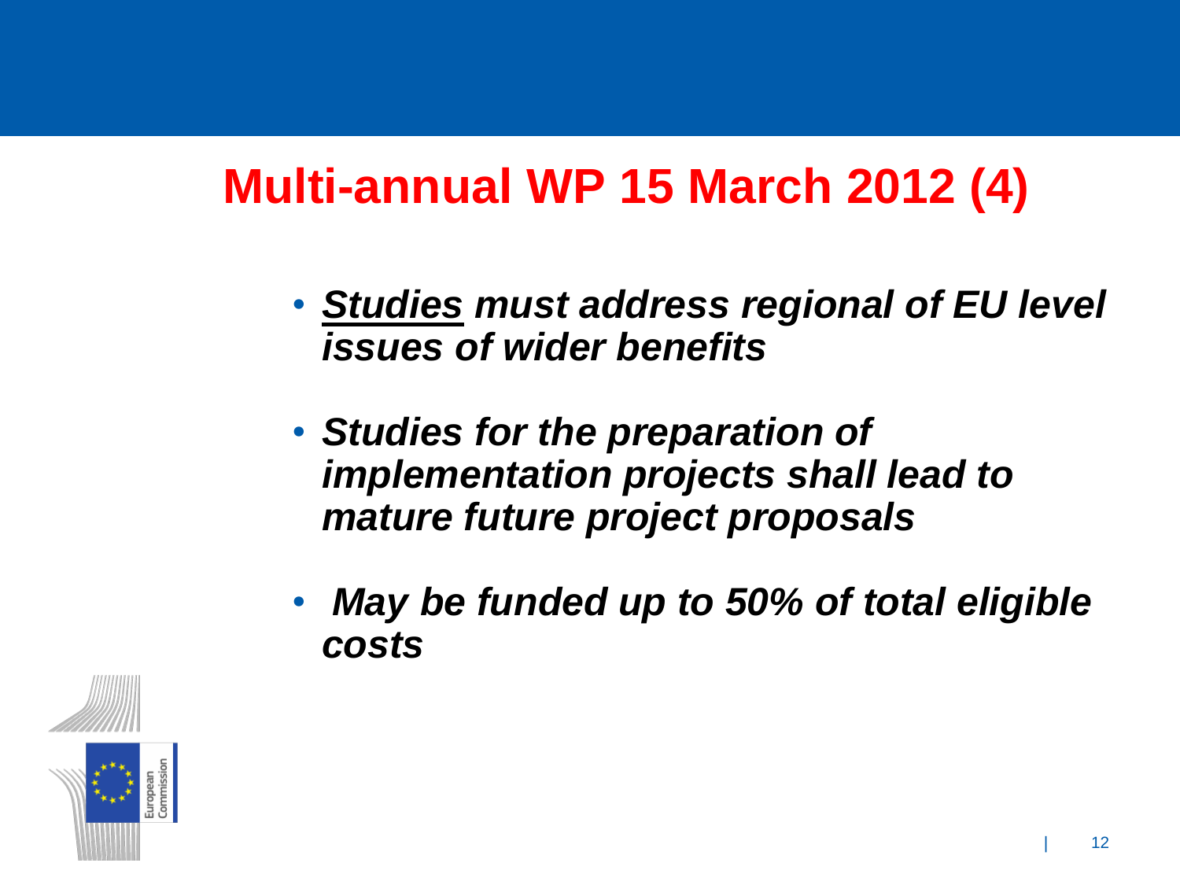# Multi-annual WP 15 March 2012 (4)

- ***Studies** must address regional of EU level issues of wider benefits*
- ***Studies for the preparation of implementation projects shall lead to mature future project proposals***
- ***May be funded up to 50% of total eligible costs***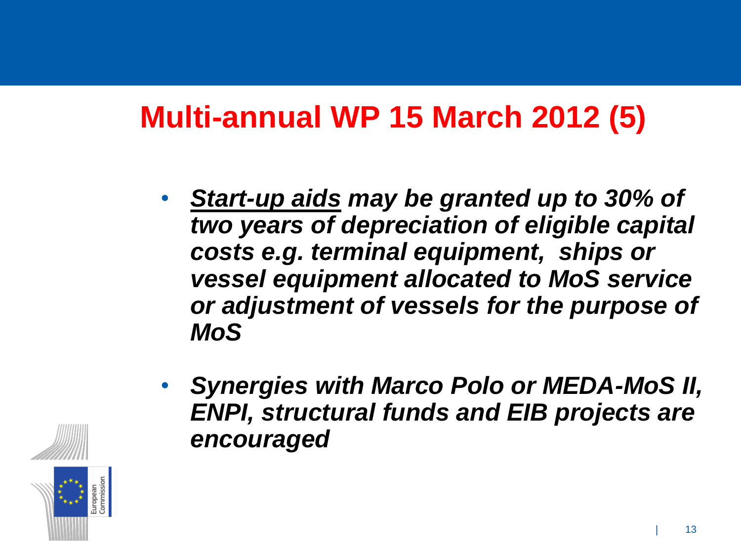# Multi-annual WP 15 March 2012 (5)

- ***<u>Start-up aids</u> may be granted up to 30% of two years of depreciation of eligible capital costs e.g. terminal equipment, ships or vessel equipment allocated to MoS service or adjustment of vessels for the purpose of MoS***
- ***Synergies with Marco Polo or MEDA-MoS II, ENPI, structural funds and EIB projects are encouraged***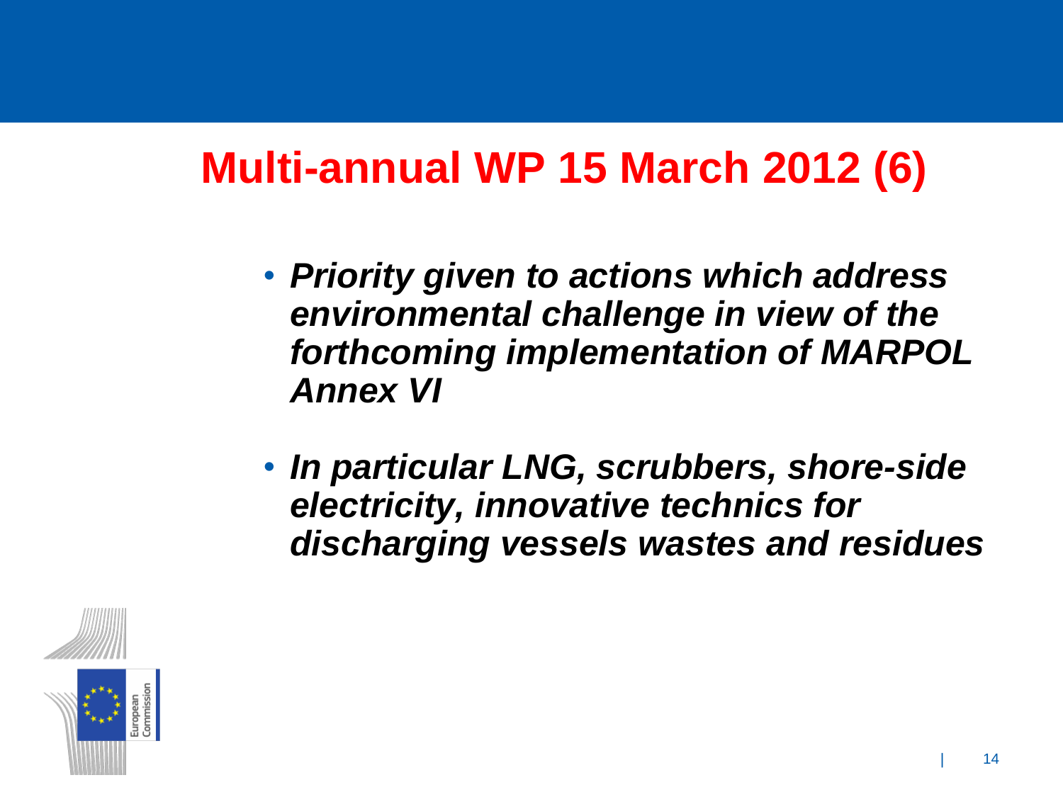# Multi-annual WP 15 March 2012 (6)

- ***Priority given to actions which address environmental challenge in view of the forthcoming implementation of MARPOL Annex VI***
- ***In particular LNG, scrubbers, shore-side electricity, innovative technics for discharging vessels wastes and residues***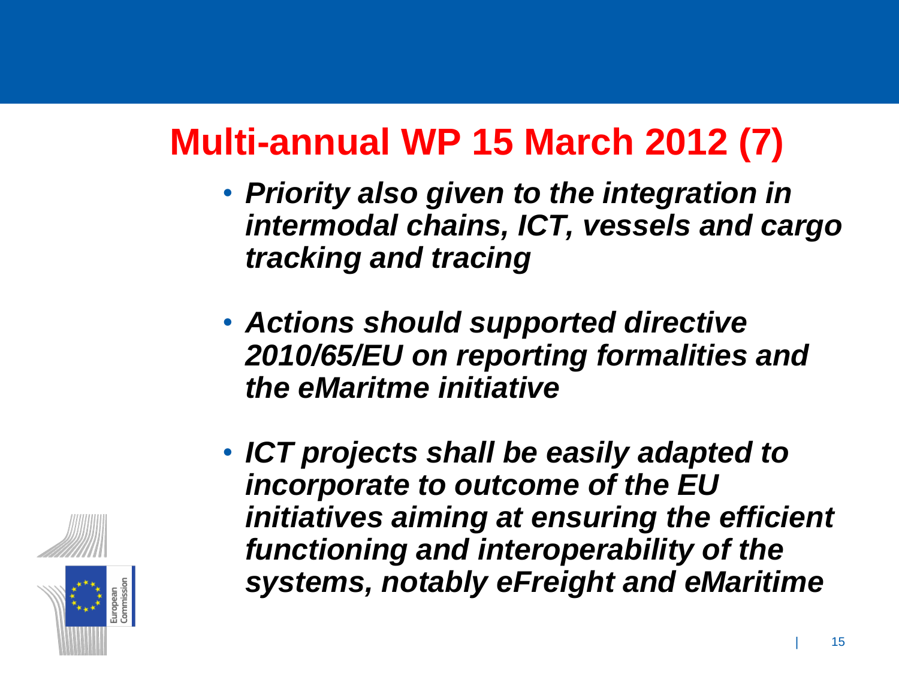# Multi-annual WP 15 March 2012 (7)

- ***Priority also given to the integration in intermodal chains, ICT, vessels and cargo tracking and tracing***
- ***Actions should supported directive 2010/65/EU on reporting formalities and the eMaritme initiative***
- ***ICT projects shall be easily adapted to incorporate to outcome of the EU initiatives aiming at ensuring the efficient functioning and interoperability of the systems, notably eFreight and eMaritime***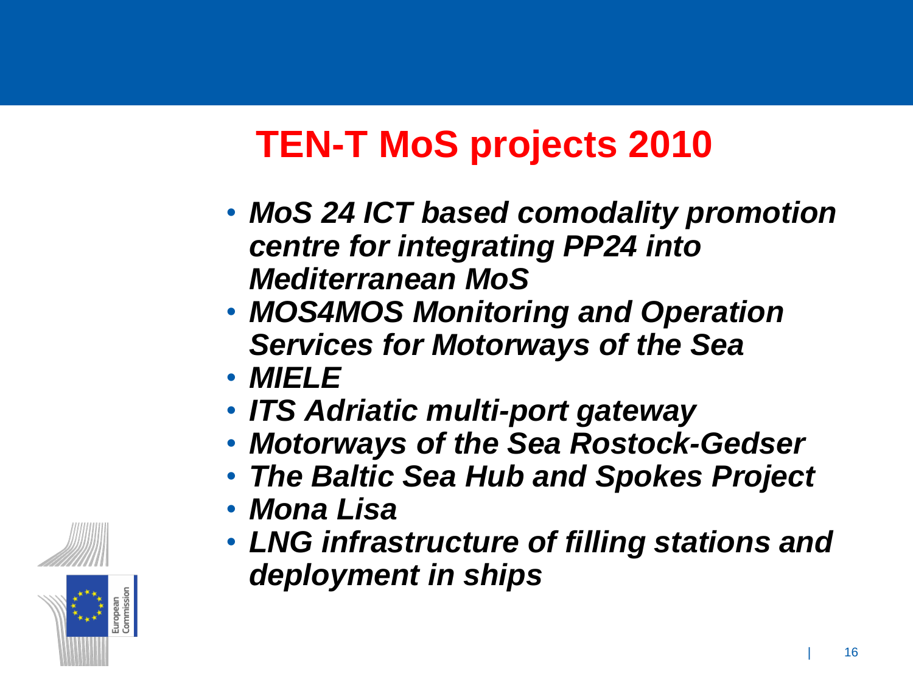# TEN-T MoS projects 2010

- ***MoS 24 ICT based comodality promotion centre for integrating PP24 into Mediterranean MoS***
- ***MOS4MOS Monitoring and Operation Services for Motorways of the Sea***
- ***MIELE***
- ***ITS Adriatic multi-port gateway***
- ***Motorways of the Sea Rostock-Gedser***
- ***The Baltic Sea Hub and Spokes Project***
- ***Mona Lisa***
- ***LNG infrastructure of filling stations and deployment in ships***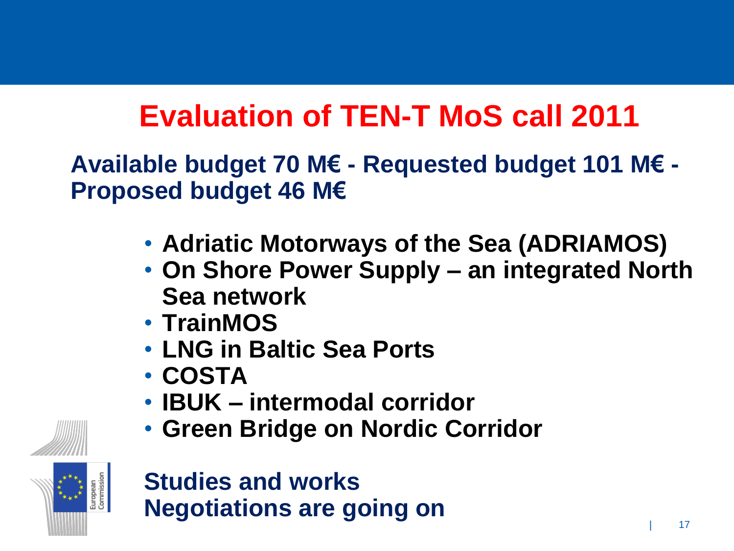# Evaluation of TEN-T MoS call 2011

**Available budget 70 M€ - Requested budget 101 M€ - Proposed budget 46 M€**

- **Adriatic Motorways of the Sea (ADRIAMOS)**
- **On Shore Power Supply – an integrated North Sea network**
- **TrainMOS**
- **LNG in Baltic Sea Ports**
- **COSTA**
- **IBUK – intermodal corridor**
- **Green Bridge on Nordic Corridor**

**Studies and works**
**Negotiations are going on**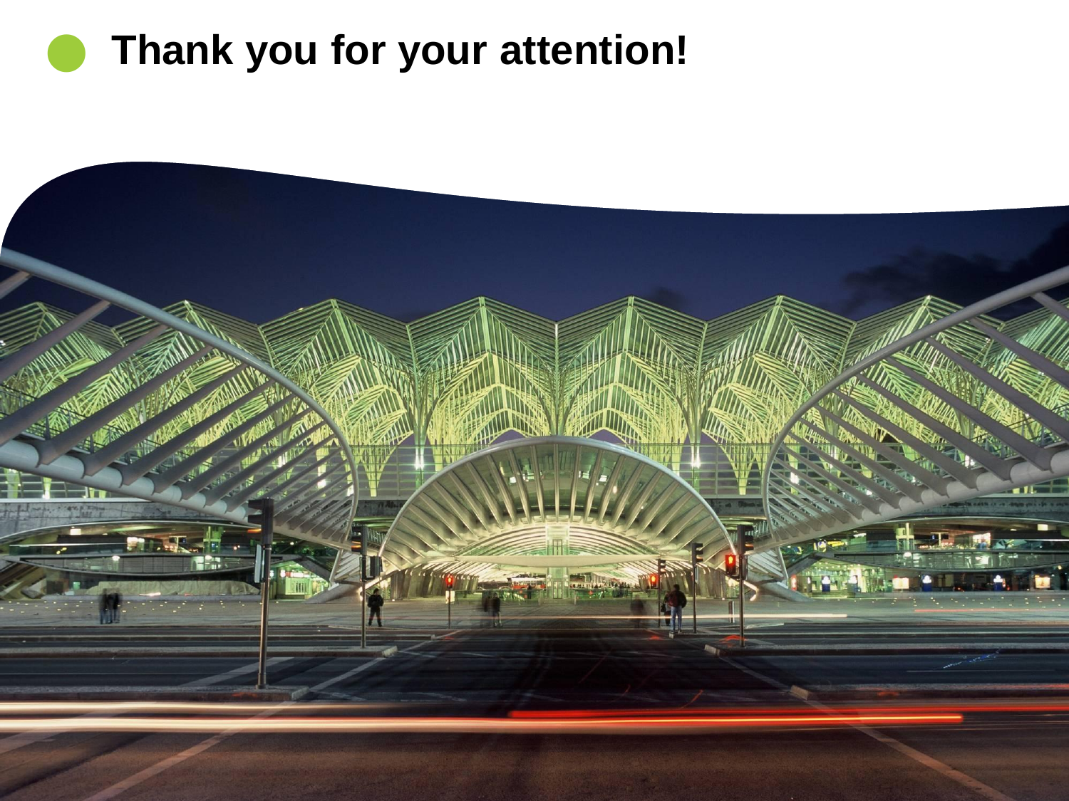# Thank you for your attention!